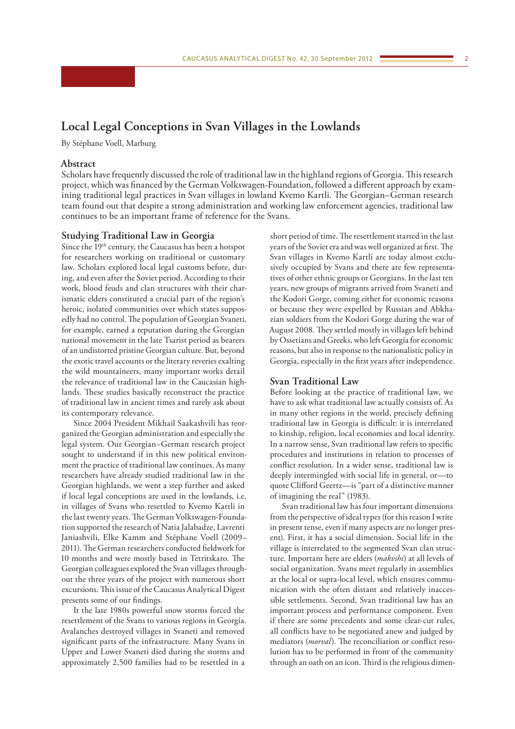# Local Legal Conceptions in Svan Villages in the Lowlands

By Stéphane Voell, Marburg

## Abstract

Scholars have frequently discussed the role of traditional law in the highland regions of Georgia. This research project, which was financed by the German Volkswagen-Foundation, followed a different approach by examining traditional legal practices in Svan villages in lowland Kvemo Kartli. The Georgian–German research team found out that despite a strong administration and working law enforcement agencies, traditional law continues to be an important frame of reference for the Svans.

## Studying Traditional Law in Georgia

Since the 19th century, the Caucasus has been a hotspot for researchers working on traditional or customary law. Scholars explored local legal customs before, during, and even after the Soviet period. According to their work, blood feuds and clan structures with their charismatic elders constituted a crucial part of the region's heroic, isolated communities over which states supposedly had no control. The population of Georgian Svaneti, for example, earned a reputation during the Georgian national movement in the late Tsarist period as bearers of an undistorted pristine Georgian culture. But, beyond the exotic travel accounts or the literary reveries exalting the wild mountaineers, many important works detail the relevance of traditional law in the Caucasian highlands. These studies basically reconstruct the practice of traditional law in ancient times and rarely ask about its contemporary relevance.

Since 2004 President Mikhail Saakashvili has reorganized the Georgian administration and especially the legal system. Our Georgian–German research project sought to understand if in this new political environment the practice of traditional law continues. As many researchers have already studied traditional law in the Georgian highlands, we went a step further and asked if local legal conceptions are used in the lowlands, i.e. in villages of Svans who resettled to Kvemo Kartli in the last twenty years. The German Volkswagen-Foundation supported the research of Natia Jalabadze, Lavrenti Janiashvili, Elke Kamm and Stéphane Voell (2009–2011). The German researchers conducted fieldwork for 10 months and were mostly based in Tetritskaro. The Georgian colleagues explored the Svan villages throughout the three years of the project with numerous short excursions. This issue of the Caucasus Analytical Digest presents some of our findings.

It the late 1980s powerful snow storms forced the resettlement of the Svans to various regions in Georgia. Avalanches destroyed villages in Svaneti and removed significant parts of the infrastructure. Many Svans in Upper and Lower Svaneti died during the storms and approximately 2,500 families had to be resettled in a short period of time. The resettlement started in the last years of the Soviet era and was well organized at first. The Svan villages in Kvemo Kartli are today almost exclusively occupied by Svans and there are few representatives of other ethnic groups or Georgians. In the last ten years, new groups of migrants arrived from Svaneti and the Kodori Gorge, coming either for economic reasons or because they were expelled by Russian and Abkhazian soldiers from the Kodori Gorge during the war of August 2008. They settled mostly in villages left behind by Ossetians and Greeks, who left Georgia for economic reasons, but also in response to the nationalistic policy in Georgia, especially in the first years after independence.

## Svan Traditional Law

Before looking at the practice of traditional law, we have to ask what traditional law actually consists of. As in many other regions in the world, precisely defining traditional law in Georgia is difficult: it is interrelated to kinship, religion, local economies and local identity. In a narrow sense, Svan traditional law refers to specific procedures and institutions in relation to processes of conflict resolution. In a wider sense, traditional law is deeply intermingled with social life in general, or—to quote Clifford Geertz—is "part of a distinctive manner of imagining the real" (1983).

Svan traditional law has four important dimensions from the perspective of ideal types (for this reason I write in present tense, even if many aspects are no longer present). First, it has a social dimension. Social life in the village is interrelated to the segmented Svan clan structure. Important here are elders (*makvshi*) at all levels of social organization. Svans meet regularly in assemblies at the local or supra-local level, which ensures communication with the often distant and relatively inaccessible settlements. Second, Svan traditional law has an important process and performance component. Even if there are some precedents and some clear-cut rules, all conflicts have to be negotiated anew and judged by mediators (*morval*). The reconciliation or conflict resolution has to be performed in front of the community through an oath on an icon. Third is the religious dimen-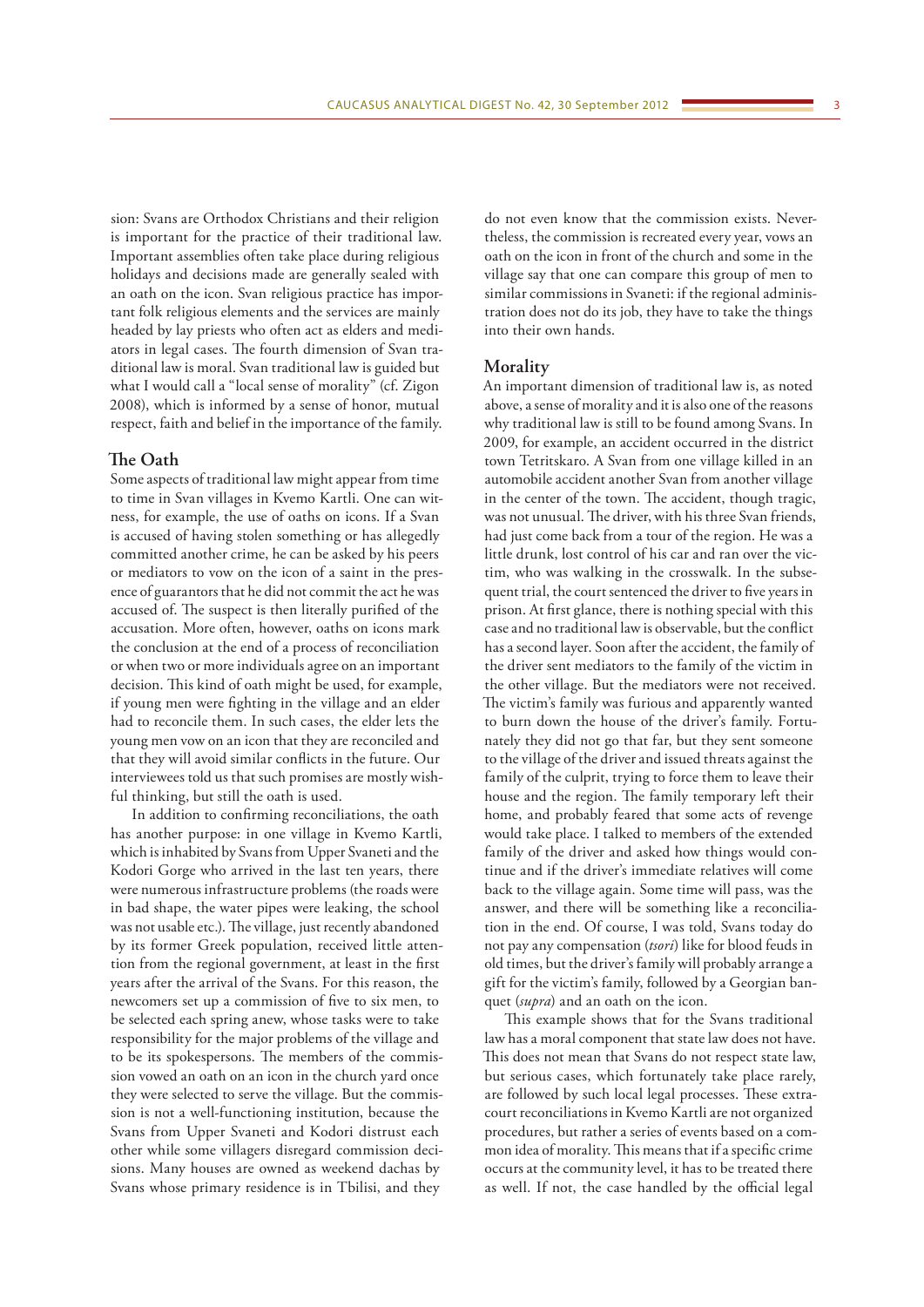sion: Svans are Orthodox Christians and their religion is important for the practice of their traditional law. Important assemblies often take place during religious holidays and decisions made are generally sealed with an oath on the icon. Svan religious practice has important folk religious elements and the services are mainly headed by lay priests who often act as elders and mediators in legal cases. The fourth dimension of Svan traditional law is moral. Svan traditional law is guided but what I would call a "local sense of morality" (cf. Zigon 2008), which is informed by a sense of honor, mutual respect, faith and belief in the importance of the family.

## The Oath

Some aspects of traditional law might appear from time to time in Svan villages in Kvemo Kartli. One can witness, for example, the use of oaths on icons. If a Svan is accused of having stolen something or has allegedly committed another crime, he can be asked by his peers or mediators to vow on the icon of a saint in the presence of guarantors that he did not commit the act he was accused of. The suspect is then literally purified of the accusation. More often, however, oaths on icons mark the conclusion at the end of a process of reconciliation or when two or more individuals agree on an important decision. This kind of oath might be used, for example, if young men were fighting in the village and an elder had to reconcile them. In such cases, the elder lets the young men vow on an icon that they are reconciled and that they will avoid similar conflicts in the future. Our interviewees told us that such promises are mostly wishful thinking, but still the oath is used.

In addition to confirming reconciliations, the oath has another purpose: in one village in Kvemo Kartli, which is inhabited by Svans from Upper Svaneti and the Kodori Gorge who arrived in the last ten years, there were numerous infrastructure problems (the roads were in bad shape, the water pipes were leaking, the school was not usable etc.). The village, just recently abandoned by its former Greek population, received little attention from the regional government, at least in the first years after the arrival of the Svans. For this reason, the newcomers set up a commission of five to six men, to be selected each spring anew, whose tasks were to take responsibility for the major problems of the village and to be its spokespersons. The members of the commission vowed an oath on an icon in the church yard once they were selected to serve the village. But the commission is not a well-functioning institution, because the Svans from Upper Svaneti and Kodori distrust each other while some villagers disregard commission decisions. Many houses are owned as weekend dachas by Svans whose primary residence is in Tbilisi, and they do not even know that the commission exists. Nevertheless, the commission is recreated every year, vows an oath on the icon in front of the church and some in the village say that one can compare this group of men to similar commissions in Svaneti: if the regional administration does not do its job, they have to take the things into their own hands.

## Morality

An important dimension of traditional law is, as noted above, a sense of morality and it is also one of the reasons why traditional law is still to be found among Svans. In 2009, for example, an accident occurred in the district town Tetritskaro. A Svan from one village killed in an automobile accident another Svan from another village in the center of the town. The accident, though tragic, was not unusual. The driver, with his three Svan friends, had just come back from a tour of the region. He was a little drunk, lost control of his car and ran over the victim, who was walking in the crosswalk. In the subsequent trial, the court sentenced the driver to five years in prison. At first glance, there is nothing special with this case and no traditional law is observable, but the conflict has a second layer. Soon after the accident, the family of the driver sent mediators to the family of the victim in the other village. But the mediators were not received. The victim's family was furious and apparently wanted to burn down the house of the driver's family. Fortunately they did not go that far, but they sent someone to the village of the driver and issued threats against the family of the culprit, trying to force them to leave their house and the region. The family temporary left their home, and probably feared that some acts of revenge would take place. I talked to members of the extended family of the driver and asked how things would continue and if the driver's immediate relatives will come back to the village again. Some time will pass, was the answer, and there will be something like a reconciliation in the end. Of course, I was told, Svans today do not pay any compensation (*tsori*) like for blood feuds in old times, but the driver's family will probably arrange a gift for the victim's family, followed by a Georgian banquet (*supra*) and an oath on the icon.

This example shows that for the Svans traditional law has a moral component that state law does not have. This does not mean that Svans do not respect state law, but serious cases, which fortunately take place rarely, are followed by such local legal processes. These extra-court reconciliations in Kvemo Kartli are not organized procedures, but rather a series of events based on a common idea of morality. This means that if a specific crime occurs at the community level, it has to be treated there as well. If not, the case handled by the official legal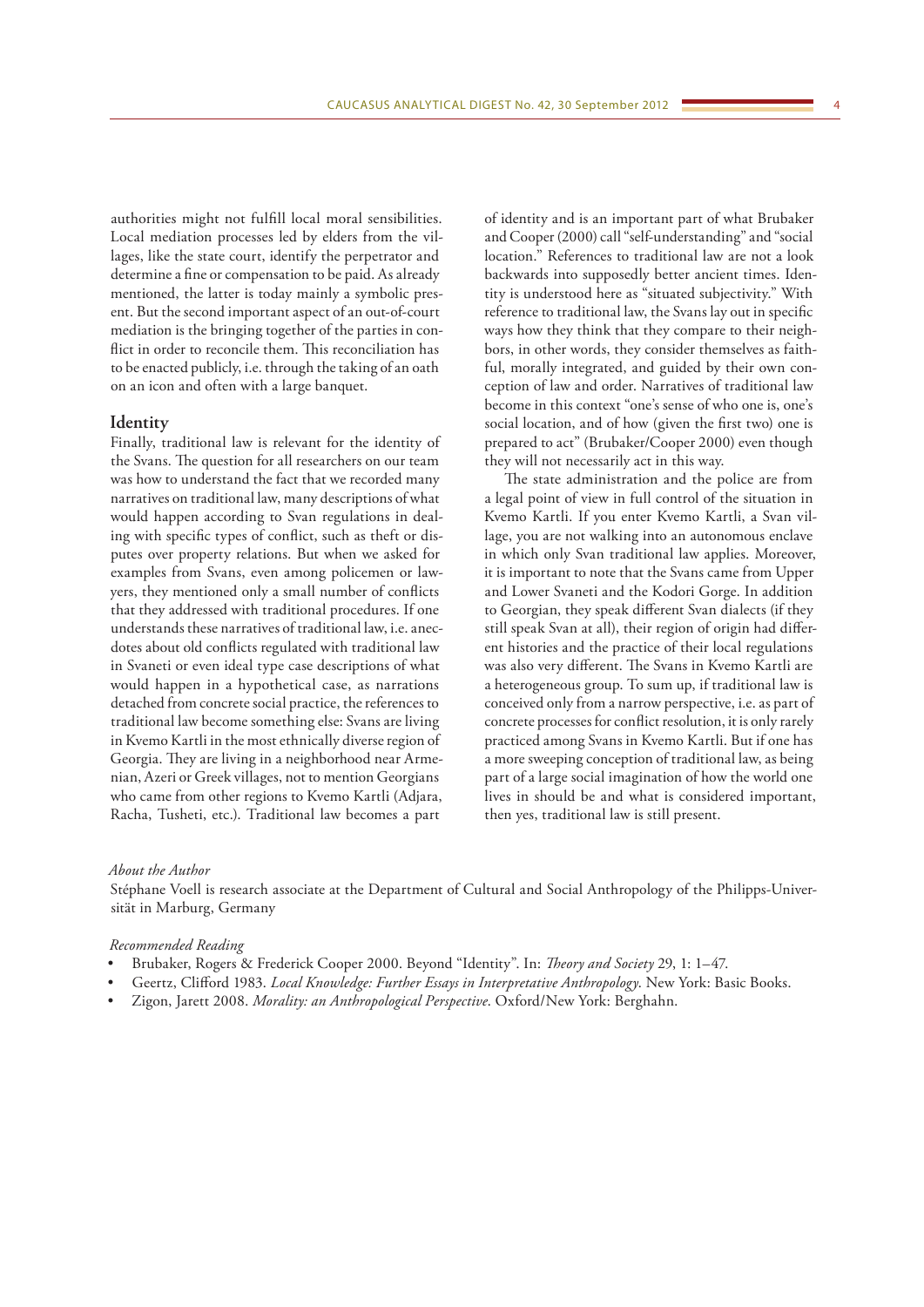authorities might not fulfill local moral sensibilities. Local mediation processes led by elders from the villages, like the state court, identify the perpetrator and determine a fine or compensation to be paid. As already mentioned, the latter is today mainly a symbolic present. But the second important aspect of an out-of-court mediation is the bringing together of the parties in conflict in order to reconcile them. This reconciliation has to be enacted publicly, i.e. through the taking of an oath on an icon and often with a large banquet.

## Identity

Finally, traditional law is relevant for the identity of the Svans. The question for all researchers on our team was how to understand the fact that we recorded many narratives on traditional law, many descriptions of what would happen according to Svan regulations in dealing with specific types of conflict, such as theft or disputes over property relations. But when we asked for examples from Svans, even among policemen or lawyers, they mentioned only a small number of conflicts that they addressed with traditional procedures. If one understands these narratives of traditional law, i.e. anecdotes about old conflicts regulated with traditional law in Svaneti or even ideal type case descriptions of what would happen in a hypothetical case, as narrations detached from concrete social practice, the references to traditional law become something else: Svans are living in Kvemo Kartli in the most ethnically diverse region of Georgia. They are living in a neighborhood near Armenian, Azeri or Greek villages, not to mention Georgians who came from other regions to Kvemo Kartli (Adjara, Racha, Tusheti, etc.). Traditional law becomes a part of identity and is an important part of what Brubaker and Cooper (2000) call "self-understanding" and "social location." References to traditional law are not a look backwards into supposedly better ancient times. Identity is understood here as "situated subjectivity." With reference to traditional law, the Svans lay out in specific ways how they think that they compare to their neighbors, in other words, they consider themselves as faithful, morally integrated, and guided by their own conception of law and order. Narratives of traditional law become in this context "one's sense of who one is, one's social location, and of how (given the first two) one is prepared to act" (Brubaker/Cooper 2000) even though they will not necessarily act in this way.

The state administration and the police are from a legal point of view in full control of the situation in Kvemo Kartli. If you enter Kvemo Kartli, a Svan village, you are not walking into an autonomous enclave in which only Svan traditional law applies. Moreover, it is important to note that the Svans came from Upper and Lower Svaneti and the Kodori Gorge. In addition to Georgian, they speak different Svan dialects (if they still speak Svan at all), their region of origin had different histories and the practice of their local regulations was also very different. The Svans in Kvemo Kartli are a heterogeneous group. To sum up, if traditional law is conceived only from a narrow perspective, i.e. as part of concrete processes for conflict resolution, it is only rarely practiced among Svans in Kvemo Kartli. But if one has a more sweeping conception of traditional law, as being part of a large social imagination of how the world one lives in should be and what is considered important, then yes, traditional law is still present.

*About the Author*

Stéphane Voell is research associate at the Department of Cultural and Social Anthropology of the Philipps-Universität in Marburg, Germany

*Recommended Reading*

- Brubaker, Rogers & Frederick Cooper 2000. Beyond "Identity". In: *Theory and Society* 29, 1: 1–47.
- Geertz, Clifford 1983. *Local Knowledge: Further Essays in Interpretative Anthropology*. New York: Basic Books.
- Zigon, Jarett 2008. *Morality: an Anthropological Perspective*. Oxford/New York: Berghahn.